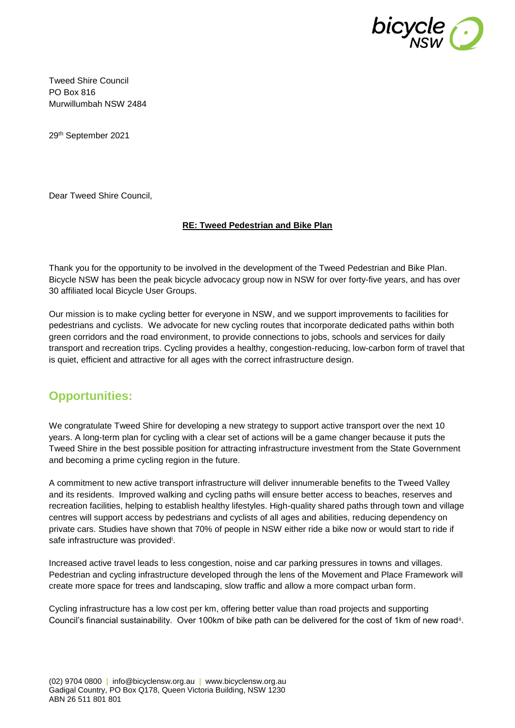Tweed Shire Council
PO Box 816
Murwillumbah NSW 2484

29th September 2021

Dear Tweed Shire Council,

**RE: Tweed Pedestrian and Bike Plan**

Thank you for the opportunity to be involved in the development of the Tweed Pedestrian and Bike Plan. Bicycle NSW has been the peak bicycle advocacy group now in NSW for over forty-five years, and has over 30 affiliated local Bicycle User Groups.

Our mission is to make cycling better for everyone in NSW, and we support improvements to facilities for pedestrians and cyclists. We advocate for new cycling routes that incorporate dedicated paths within both green corridors and the road environment, to provide connections to jobs, schools and services for daily transport and recreation trips. Cycling provides a healthy, congestion-reducing, low-carbon form of travel that is quiet, efficient and attractive for all ages with the correct infrastructure design.

## Opportunities:

We congratulate Tweed Shire for developing a new strategy to support active transport over the next 10 years. A long-term plan for cycling with a clear set of actions will be a game changer because it puts the Tweed Shire in the best possible position for attracting infrastructure investment from the State Government and becoming a prime cycling region in the future.

A commitment to new active transport infrastructure will deliver innumerable benefits to the Tweed Valley and its residents. Improved walking and cycling paths will ensure better access to beaches, reserves and recreation facilities, helping to establish healthy lifestyles. High-quality shared paths through town and village centres will support access by pedestrians and cyclists of all ages and abilities, reducing dependency on private cars. Studies have shown that 70% of people in NSW either ride a bike now or would start to ride if safe infrastructure was provided[i].

Increased active travel leads to less congestion, noise and car parking pressures in towns and villages. Pedestrian and cycling infrastructure developed through the lens of the Movement and Place Framework will create more space for trees and landscaping, slow traffic and allow a more compact urban form.

Cycling infrastructure has a low cost per km, offering better value than road projects and supporting Council's financial sustainability. Over 100km of bike path can be delivered for the cost of 1km of new road[ii].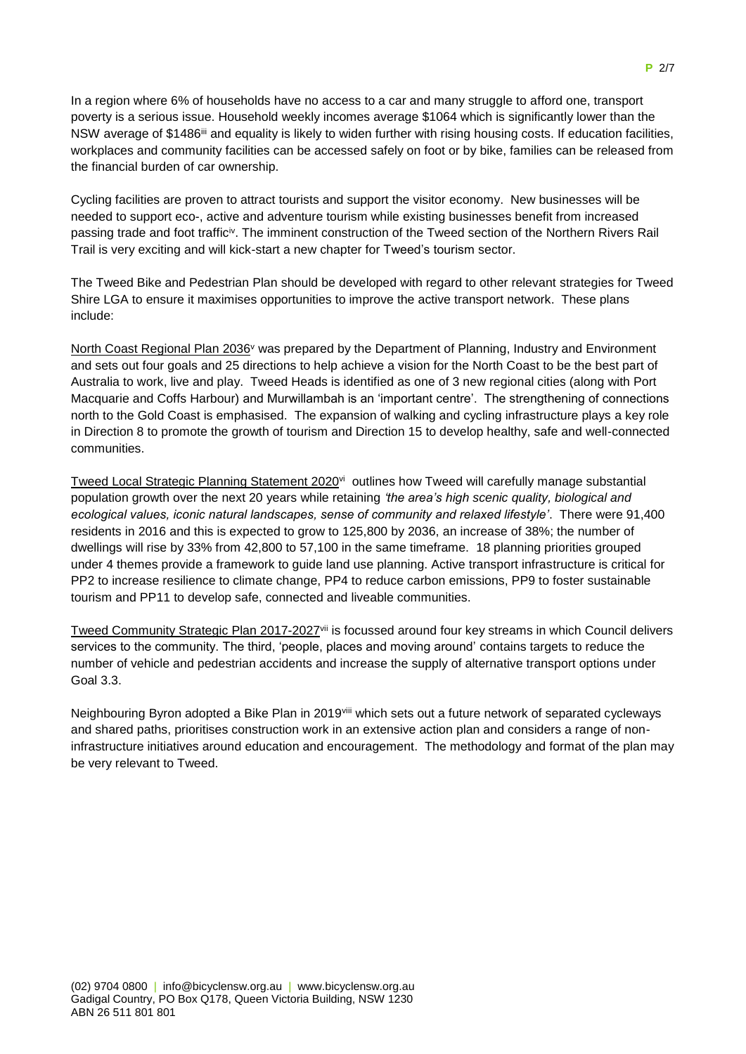In a region where 6% of households have no access to a car and many struggle to afford one, transport poverty is a serious issue. Household weekly incomes average $1064 which is significantly lower than the NSW average of $1486[iii] and equality is likely to widen further with rising housing costs. If education facilities, workplaces and community facilities can be accessed safely on foot or by bike, families can be released from the financial burden of car ownership.

Cycling facilities are proven to attract tourists and support the visitor economy. New businesses will be needed to support eco-, active and adventure tourism while existing businesses benefit from increased passing trade and foot traffic[iv]. The imminent construction of the Tweed section of the Northern Rivers Rail Trail is very exciting and will kick-start a new chapter for Tweed's tourism sector.

The Tweed Bike and Pedestrian Plan should be developed with regard to other relevant strategies for Tweed Shire LGA to ensure it maximises opportunities to improve the active transport network. These plans include:

North Coast Regional Plan 2036[v] was prepared by the Department of Planning, Industry and Environment and sets out four goals and 25 directions to help achieve a vision for the North Coast to be the best part of Australia to work, live and play. Tweed Heads is identified as one of 3 new regional cities (along with Port Macquarie and Coffs Harbour) and Murwillambah is an 'important centre'. The strengthening of connections north to the Gold Coast is emphasised. The expansion of walking and cycling infrastructure plays a key role in Direction 8 to promote the growth of tourism and Direction 15 to develop healthy, safe and well-connected communities.

Tweed Local Strategic Planning Statement 2020[vi] outlines how Tweed will carefully manage substantial population growth over the next 20 years while retaining *'the area's high scenic quality, biological and ecological values, iconic natural landscapes, sense of community and relaxed lifestyle'*. There were 91,400 residents in 2016 and this is expected to grow to 125,800 by 2036, an increase of 38%; the number of dwellings will rise by 33% from 42,800 to 57,100 in the same timeframe. 18 planning priorities grouped under 4 themes provide a framework to guide land use planning. Active transport infrastructure is critical for PP2 to increase resilience to climate change, PP4 to reduce carbon emissions, PP9 to foster sustainable tourism and PP11 to develop safe, connected and liveable communities.

Tweed Community Strategic Plan 2017-2027[vii] is focussed around four key streams in which Council delivers services to the community. The third, 'people, places and moving around' contains targets to reduce the number of vehicle and pedestrian accidents and increase the supply of alternative transport options under Goal 3.3.

Neighbouring Byron adopted a Bike Plan in 2019[viii] which sets out a future network of separated cycleways and shared paths, prioritises construction work in an extensive action plan and considers a range of non-infrastructure initiatives around education and encouragement. The methodology and format of the plan may be very relevant to Tweed.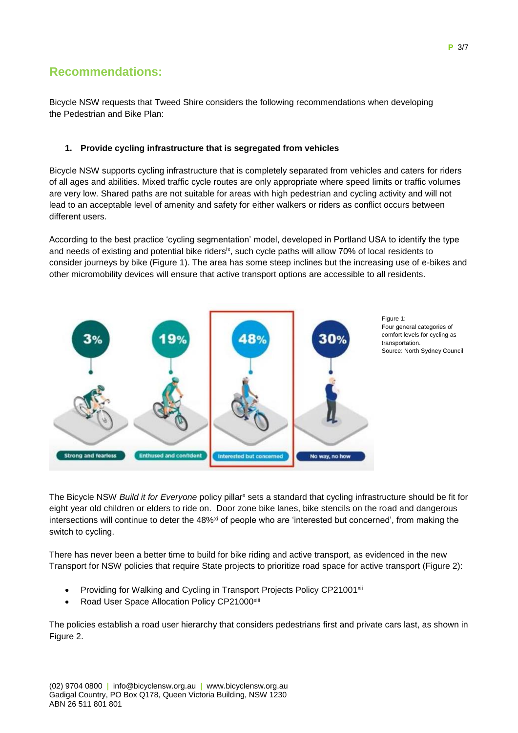## Recommendations:

Bicycle NSW requests that Tweed Shire considers the following recommendations when developing the Pedestrian and Bike Plan:

1. **Provide cycling infrastructure that is segregated from vehicles**

Bicycle NSW supports cycling infrastructure that is completely separated from vehicles and caters for riders of all ages and abilities. Mixed traffic cycle routes are only appropriate where speed limits or traffic volumes are very low. Shared paths are not suitable for areas with high pedestrian and cycling activity and will not lead to an acceptable level of amenity and safety for either walkers or riders as conflict occurs between different users.

According to the best practice 'cycling segmentation' model, developed in Portland USA to identify the type and needs of existing and potential bike riders[ix], such cycle paths will allow 70% of local residents to consider journeys by bike (Figure 1). The area has some steep inclines but the increasing use of e-bikes and other micromobility devices will ensure that active transport options are accessible to all residents.

| 3% | 19% | 48% | 30% |
|---|---|---|---|
| Strong and fearless | Enthused and confident | Interested but concerned | No way, no how |

Figure 1:
Four general categories of comfort levels for cycling as transportation.
Source: North Sydney Council

The Bicycle NSW *Build it for Everyone* policy pillar[x] sets a standard that cycling infrastructure should be fit for eight year old children or elders to ride on. Door zone bike lanes, bike stencils on the road and dangerous intersections will continue to deter the 48%[xi] of people who are 'interested but concerned', from making the switch to cycling.

There has never been a better time to build for bike riding and active transport, as evidenced in the new Transport for NSW policies that require State projects to prioritize road space for active transport (Figure 2):

- Providing for Walking and Cycling in Transport Projects Policy CP21001[xii]
- Road User Space Allocation Policy CP21000[xiii]

The policies establish a road user hierarchy that considers pedestrians first and private cars last, as shown in Figure 2.

(02) 9704 0800 | info@bicyclensw.org.au | www.bicyclensw.org.au
Gadigal Country, PO Box Q178, Queen Victoria Building, NSW 1230
ABN 26 511 801 801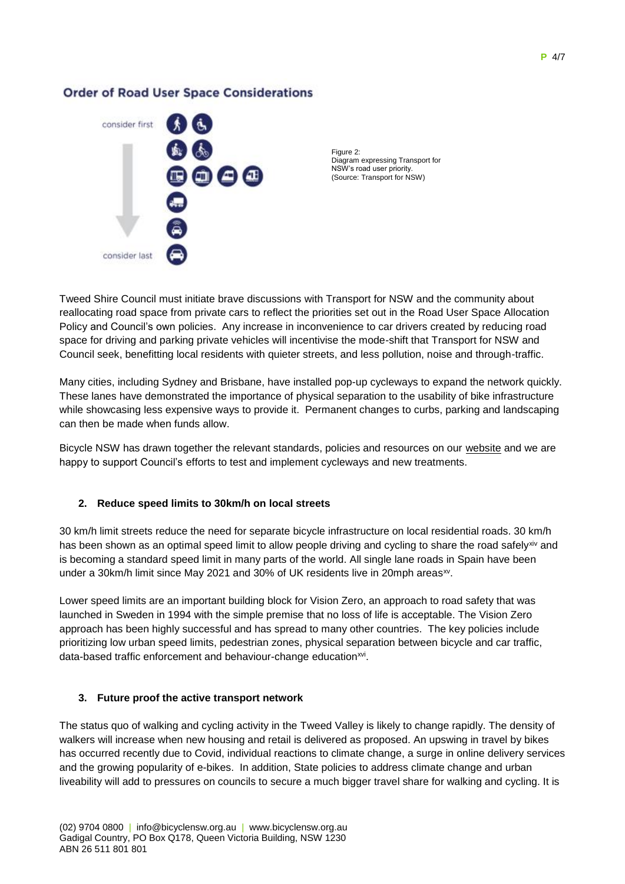**Order of Road User Space Considerations**

consider first

consider last

Figure 2:
Diagram expressing Transport for NSW's road user priority.
(Source: Transport for NSW)

Tweed Shire Council must initiate brave discussions with Transport for NSW and the community about reallocating road space from private cars to reflect the priorities set out in the Road User Space Allocation Policy and Council's own policies. Any increase in inconvenience to car drivers created by reducing road space for driving and parking private vehicles will incentivise the mode-shift that Transport for NSW and Council seek, benefitting local residents with quieter streets, and less pollution, noise and through-traffic.

Many cities, including Sydney and Brisbane, have installed pop-up cycleways to expand the network quickly. These lanes have demonstrated the importance of physical separation to the usability of bike infrastructure while showcasing less expensive ways to provide it. Permanent changes to curbs, parking and landscaping can then be made when funds allow.

Bicycle NSW has drawn together the relevant standards, policies and resources on our website and we are happy to support Council's efforts to test and implement cycleways and new treatments.

**2. Reduce speed limits to 30km/h on local streets**

30 km/h limit streets reduce the need for separate bicycle infrastructure on local residential roads. 30 km/h has been shown as an optimal speed limit to allow people driving and cycling to share the road safely[xiv] and is becoming a standard speed limit in many parts of the world. All single lane roads in Spain have been under a 30km/h limit since May 2021 and 30% of UK residents live in 20mph areas[xv].

Lower speed limits are an important building block for Vision Zero, an approach to road safety that was launched in Sweden in 1994 with the simple premise that no loss of life is acceptable. The Vision Zero approach has been highly successful and has spread to many other countries. The key policies include prioritizing low urban speed limits, pedestrian zones, physical separation between bicycle and car traffic, data-based traffic enforcement and behaviour-change education[xvi].

**3. Future proof the active transport network**

The status quo of walking and cycling activity in the Tweed Valley is likely to change rapidly. The density of walkers will increase when new housing and retail is delivered as proposed. An upswing in travel by bikes has occurred recently due to Covid, individual reactions to climate change, a surge in online delivery services and the growing popularity of e-bikes. In addition, State policies to address climate change and urban liveability will add to pressures on councils to secure a much bigger travel share for walking and cycling. It is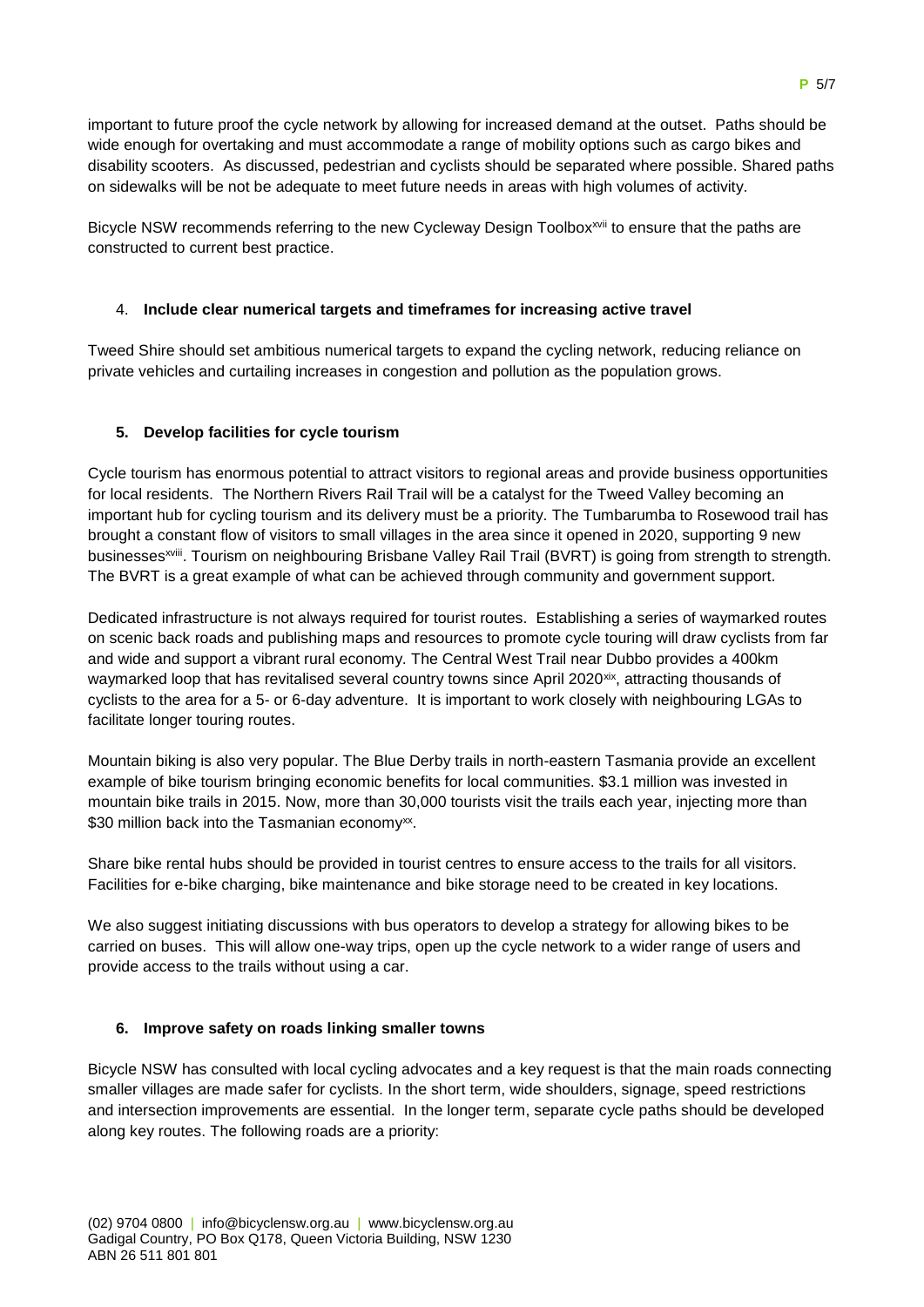important to future proof the cycle network by allowing for increased demand at the outset. Paths should be wide enough for overtaking and must accommodate a range of mobility options such as cargo bikes and disability scooters. As discussed, pedestrian and cyclists should be separated where possible. Shared paths on sidewalks will be not be adequate to meet future needs in areas with high volumes of activity.

Bicycle NSW recommends referring to the new Cycleway Design Toolbox[xvii] to ensure that the paths are constructed to current best practice.

4. **Include clear numerical targets and timeframes for increasing active travel**

Tweed Shire should set ambitious numerical targets to expand the cycling network, reducing reliance on private vehicles and curtailing increases in congestion and pollution as the population grows.

5. **Develop facilities for cycle tourism**

Cycle tourism has enormous potential to attract visitors to regional areas and provide business opportunities for local residents. The Northern Rivers Rail Trail will be a catalyst for the Tweed Valley becoming an important hub for cycling tourism and its delivery must be a priority. The Tumbarumba to Rosewood trail has brought a constant flow of visitors to small villages in the area since it opened in 2020, supporting 9 new businesses[xviii]. Tourism on neighbouring Brisbane Valley Rail Trail (BVRT) is going from strength to strength. The BVRT is a great example of what can be achieved through community and government support.

Dedicated infrastructure is not always required for tourist routes. Establishing a series of waymarked routes on scenic back roads and publishing maps and resources to promote cycle touring will draw cyclists from far and wide and support a vibrant rural economy. The Central West Trail near Dubbo provides a 400km waymarked loop that has revitalised several country towns since April 2020[xix], attracting thousands of cyclists to the area for a 5- or 6-day adventure. It is important to work closely with neighbouring LGAs to facilitate longer touring routes.

Mountain biking is also very popular. The Blue Derby trails in north-eastern Tasmania provide an excellent example of bike tourism bringing economic benefits for local communities. $3.1 million was invested in mountain bike trails in 2015. Now, more than 30,000 tourists visit the trails each year, injecting more than $30 million back into the Tasmanian economy[xx].

Share bike rental hubs should be provided in tourist centres to ensure access to the trails for all visitors. Facilities for e-bike charging, bike maintenance and bike storage need to be created in key locations.

We also suggest initiating discussions with bus operators to develop a strategy for allowing bikes to be carried on buses. This will allow one-way trips, open up the cycle network to a wider range of users and provide access to the trails without using a car.

6. **Improve safety on roads linking smaller towns**

Bicycle NSW has consulted with local cycling advocates and a key request is that the main roads connecting smaller villages are made safer for cyclists. In the short term, wide shoulders, signage, speed restrictions and intersection improvements are essential. In the longer term, separate cycle paths should be developed along key routes. The following roads are a priority: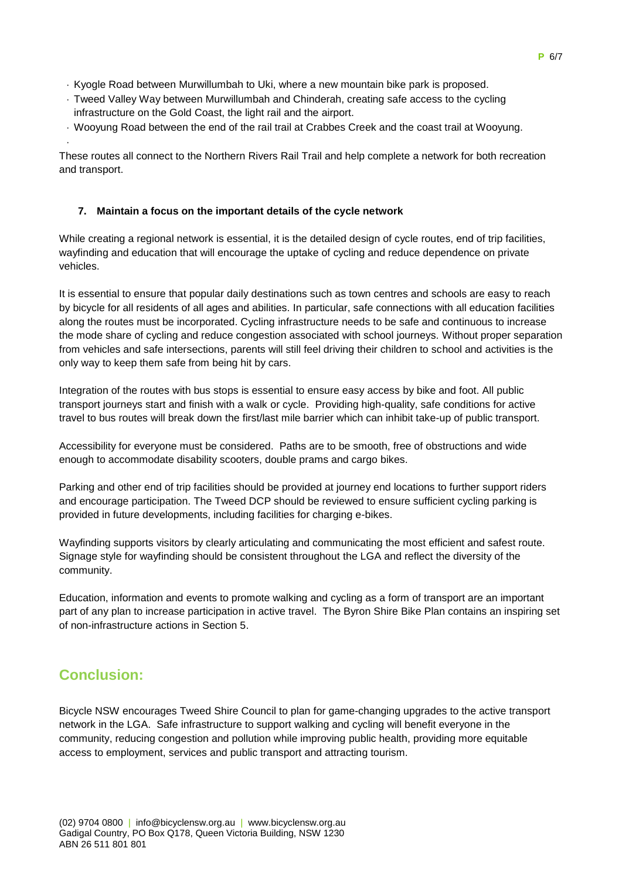- Kyogle Road between Murwillumbah to Uki, where a new mountain bike park is proposed.
- Tweed Valley Way between Murwillumbah and Chinderah, creating safe access to the cycling infrastructure on the Gold Coast, the light rail and the airport.
- Wooyung Road between the end of the rail trail at Crabbes Creek and the coast trail at Wooyung.

These routes all connect to the Northern Rivers Rail Trail and help complete a network for both recreation and transport.

**7. Maintain a focus on the important details of the cycle network**

While creating a regional network is essential, it is the detailed design of cycle routes, end of trip facilities, wayfinding and education that will encourage the uptake of cycling and reduce dependence on private vehicles.

It is essential to ensure that popular daily destinations such as town centres and schools are easy to reach by bicycle for all residents of all ages and abilities. In particular, safe connections with all education facilities along the routes must be incorporated. Cycling infrastructure needs to be safe and continuous to increase the mode share of cycling and reduce congestion associated with school journeys. Without proper separation from vehicles and safe intersections, parents will still feel driving their children to school and activities is the only way to keep them safe from being hit by cars.

Integration of the routes with bus stops is essential to ensure easy access by bike and foot. All public transport journeys start and finish with a walk or cycle. Providing high-quality, safe conditions for active travel to bus routes will break down the first/last mile barrier which can inhibit take-up of public transport.

Accessibility for everyone must be considered. Paths are to be smooth, free of obstructions and wide enough to accommodate disability scooters, double prams and cargo bikes.

Parking and other end of trip facilities should be provided at journey end locations to further support riders and encourage participation. The Tweed DCP should be reviewed to ensure sufficient cycling parking is provided in future developments, including facilities for charging e-bikes.

Wayfinding supports visitors by clearly articulating and communicating the most efficient and safest route. Signage style for wayfinding should be consistent throughout the LGA and reflect the diversity of the community.

Education, information and events to promote walking and cycling as a form of transport are an important part of any plan to increase participation in active travel. The Byron Shire Bike Plan contains an inspiring set of non-infrastructure actions in Section 5.

## Conclusion:

Bicycle NSW encourages Tweed Shire Council to plan for game-changing upgrades to the active transport network in the LGA. Safe infrastructure to support walking and cycling will benefit everyone in the community, reducing congestion and pollution while improving public health, providing more equitable access to employment, services and public transport and attracting tourism.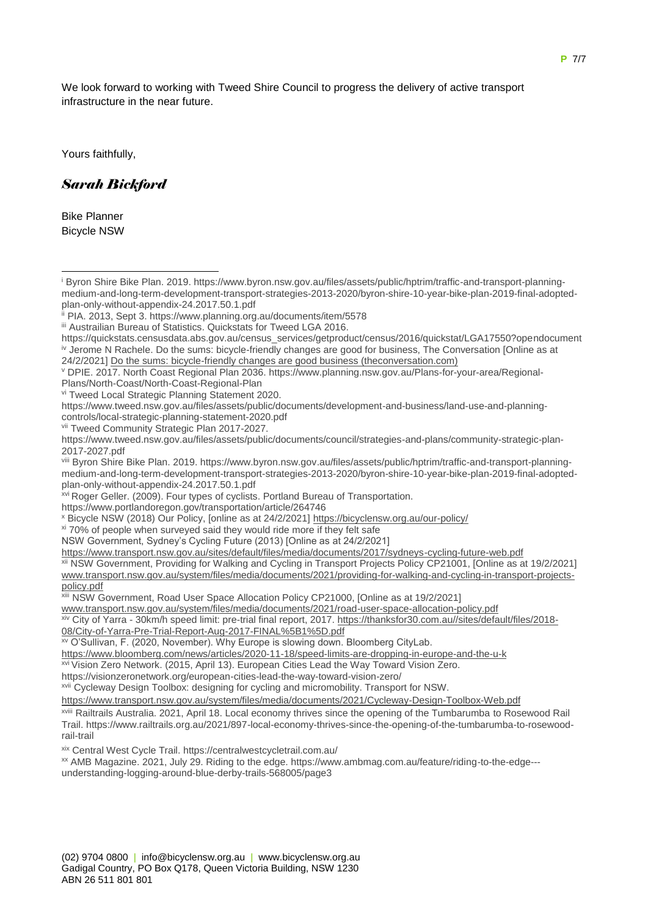We look forward to working with Tweed Shire Council to progress the delivery of active transport infrastructure in the near future.

Yours faithfully,

***Sarah Bickford***

Bike Planner
Bicycle NSW

---

[i] Byron Shire Bike Plan. 2019. https://www.byron.nsw.gov.au/files/assets/public/hptrim/traffic-and-transport-planning-medium-and-long-term-development-transport-strategies-2013-2020/byron-shire-10-year-bike-plan-2019-final-adopted-plan-only-without-appendix-24.2017.50.1.pdf

[ii] PIA. 2013, Sept 3. https://www.planning.org.au/documents/item/5578

[iii] Austrailian Bureau of Statistics. Quickstats for Tweed LGA 2016. https://quickstats.censusdata.abs.gov.au/census_services/getproduct/census/2016/quickstat/LGA17550?opendocument

[iv] Jerome N Rachele. Do the sums: bicycle-friendly changes are good for business, The Conversation [Online as at 24/2/2021] Do the sums: bicycle-friendly changes are good business (theconversation.com)

[v] DPIE. 2017. North Coast Regional Plan 2036. https://www.planning.nsw.gov.au/Plans-for-your-area/Regional-Plans/North-Coast/North-Coast-Regional-Plan

[vi] Tweed Local Strategic Planning Statement 2020. https://www.tweed.nsw.gov.au/files/assets/public/documents/development-and-business/land-use-and-planning-controls/local-strategic-planning-statement-2020.pdf

[vii] Tweed Community Strategic Plan 2017-2027. https://www.tweed.nsw.gov.au/files/assets/public/documents/council/strategies-and-plans/community-strategic-plan-2017-2027.pdf

[viii] Byron Shire Bike Plan. 2019. https://www.byron.nsw.gov.au/files/assets/public/hptrim/traffic-and-transport-planning-medium-and-long-term-development-transport-strategies-2013-2020/byron-shire-10-year-bike-plan-2019-final-adopted-plan-only-without-appendix-24.2017.50.1.pdf

[xvi] Roger Geller. (2009). Four types of cyclists. Portland Bureau of Transportation. https://www.portlandoregon.gov/transportation/article/264746

[x] Bicycle NSW (2018) Our Policy, [online as at 24/2/2021] https://bicyclensw.org.au/our-policy/

[xi] 70% of people when surveyed said they would ride more if they felt safe
NSW Government, Sydney's Cycling Future (2013) [Online as at 24/2/2021] https://www.transport.nsw.gov.au/sites/default/files/media/documents/2017/sydneys-cycling-future-web.pdf

[xii] NSW Government, Providing for Walking and Cycling in Transport Projects Policy CP21001, [Online as at 19/2/2021] www.transport.nsw.gov.au/system/files/media/documents/2021/providing-for-walking-and-cycling-in-transport-projects-policy.pdf

[xiii] NSW Government, Road User Space Allocation Policy CP21000, [Online as at 19/2/2021] www.transport.nsw.gov.au/system/files/media/documents/2021/road-user-space-allocation-policy.pdf

[xiv] City of Yarra - 30km/h speed limit: pre-trial final report, 2017. https://thanksfor30.com.au//sites/default/files/2018-08/City-of-Yarra-Pre-Trial-Report-Aug-2017-FINAL%5B1%5D.pdf

[xv] O'Sullivan, F. (2020, November). Why Europe is slowing down. Bloomberg CityLab. https://www.bloomberg.com/news/articles/2020-11-18/speed-limits-are-dropping-in-europe-and-the-u-k

[xvi] Vision Zero Network. (2015, April 13). European Cities Lead the Way Toward Vision Zero. https://visionzeronetwork.org/european-cities-lead-the-way-toward-vision-zero/

[xvii] Cycleway Design Toolbox: designing for cycling and micromobility. Transport for NSW. https://www.transport.nsw.gov.au/system/files/media/documents/2021/Cycleway-Design-Toolbox-Web.pdf

[xviii] Railtrails Australia. 2021, April 18. Local economy thrives since the opening of the Tumbarumba to Rosewood Rail Trail. https://www.railtrails.org.au/2021/897-local-economy-thrives-since-the-opening-of-the-tumbarumba-to-rosewood-rail-trail

[xix] Central West Cycle Trail. https://centralwestcycletrail.com.au/

[xx] AMB Magazine. 2021, July 29. Riding to the edge. https://www.ambmag.com.au/feature/riding-to-the-edge---understanding-logging-around-blue-derby-trails-568005/page3

(02) 9704 0800 | info@bicyclensw.org.au | www.bicyclensw.org.au
Gadigal Country, PO Box Q178, Queen Victoria Building, NSW 1230
ABN 26 511 801 801